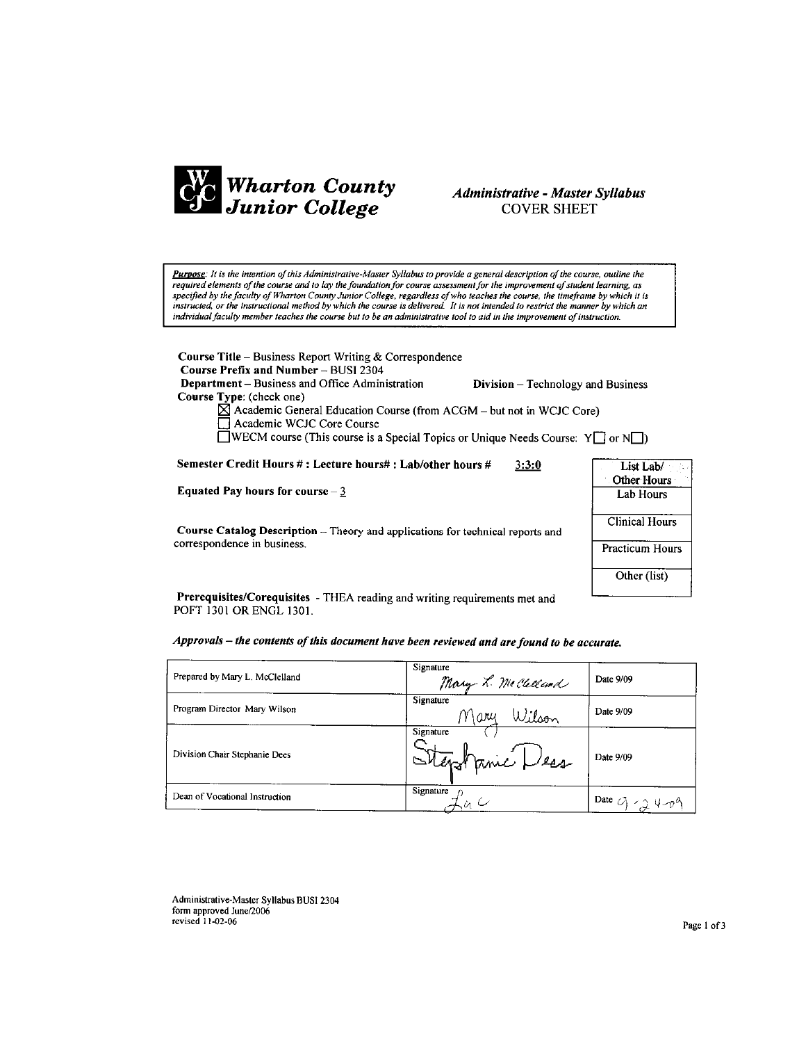# Wharton County Junior College

## *Administrative - Master Syllabus*
## COVER SHEET

***Purpose**: It is the intention of this Administrative-Master Syllabus to provide a general description of the course, outline the required elements of the course and to lay the foundation for course assessment for the improvement of student learning, as specified by the faculty of Wharton County Junior College, regardless of who teaches the course, the timeframe by which it is instructed, or the instructional method by which the course is delivered. It is not intended to restrict the manner by which an individual faculty member teaches the course but to be an administrative tool to aid in the improvement of instruction.*

**Course Title** – Business Report Writing & Correspondence
**Course Prefix and Number** – BUSI 2304
**Department** – Business and Office Administration **Division** – Technology and Business
**Course Type**: (check one)

- ☒ Academic General Education Course (from ACGM – but not in WCJC Core)
- ☐ Academic WCJC Core Course
- ☐ WECM course (This course is a Special Topics or Unique Needs Course: Y☐ or N☐)

**Semester Credit Hours # : Lecture hours# : Lab/other hours #** 3:3:0

**Equated Pay hours for course** – 3

| List Lab/ Other Hours |
|---|
| Lab Hours |
| Clinical Hours |
| Practicum Hours |
| Other (list) |

**Course Catalog Description** – Theory and applications for technical reports and correspondence in business.

**Prerequisites/Corequisites** - THEA reading and writing requirements met and POFT 1301 OR ENGL 1301.

***Approvals – the contents of this document have been reviewed and are found to be accurate.***

| | | |
|---|---|---|
| Prepared by Mary L. McClelland | Signature Mary L. McClelland | Date 9/09 |
| Program Director Mary Wilson | Signature Mary Wilson | Date 9/09 |
| Division Chair Stephanie Dees | Signature Stephanie Dees | Date 9/09 |
| Dean of Vocational Instruction | Signature [signature] | Date 9-24-09 |

Administrative-Master Syllabus BUSI 2304
form approved June/2006
revised 11-02-06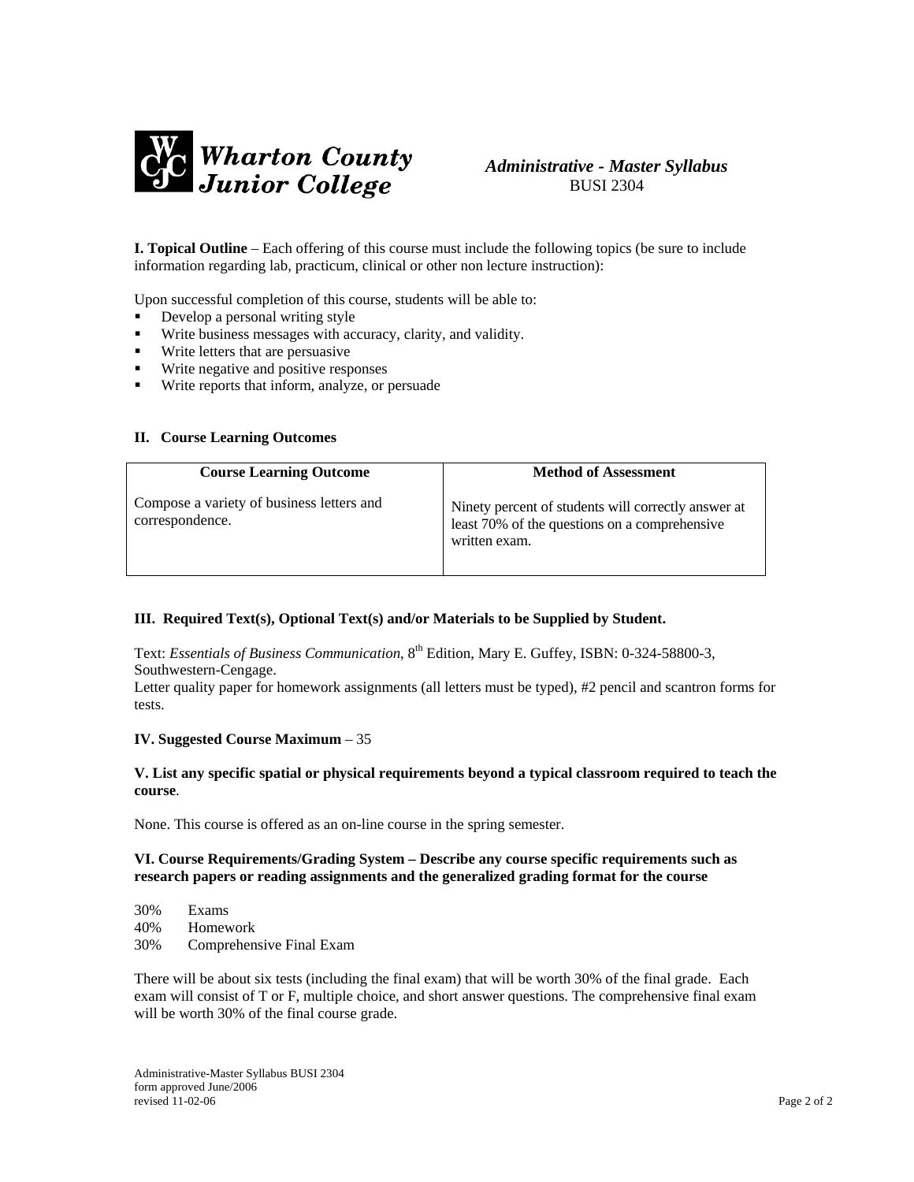**Wharton County Junior College**

*Administrative - Master Syllabus*
BUSI 2304

**I. Topical Outline** – Each offering of this course must include the following topics (be sure to include information regarding lab, practicum, clinical or other non lecture instruction):

Upon successful completion of this course, students will be able to:

- Develop a personal writing style
- Write business messages with accuracy, clarity, and validity.
- Write letters that are persuasive
- Write negative and positive responses
- Write reports that inform, analyze, or persuade

**II. Course Learning Outcomes**

| Course Learning Outcome | Method of Assessment |
|---|---|
| Compose a variety of business letters and correspondence. | Ninety percent of students will correctly answer at least 70% of the questions on a comprehensive written exam. |

**III. Required Text(s), Optional Text(s) and/or Materials to be Supplied by Student.**

Text: *Essentials of Business Communication*, 8th Edition, Mary E. Guffey, ISBN: 0-324-58800-3, Southwestern-Cengage.
Letter quality paper for homework assignments (all letters must be typed), #2 pencil and scantron forms for tests.

**IV. Suggested Course Maximum** – 35

**V. List any specific spatial or physical requirements beyond a typical classroom required to teach the course**.

None. This course is offered as an on-line course in the spring semester.

**VI. Course Requirements/Grading System – Describe any course specific requirements such as research papers or reading assignments and the generalized grading format for the course**

30% Exams
40% Homework
30% Comprehensive Final Exam

There will be about six tests (including the final exam) that will be worth 30% of the final grade. Each exam will consist of T or F, multiple choice, and short answer questions. The comprehensive final exam will be worth 30% of the final course grade.

Administrative-Master Syllabus BUSI 2304
form approved June/2006
revised 11-02-06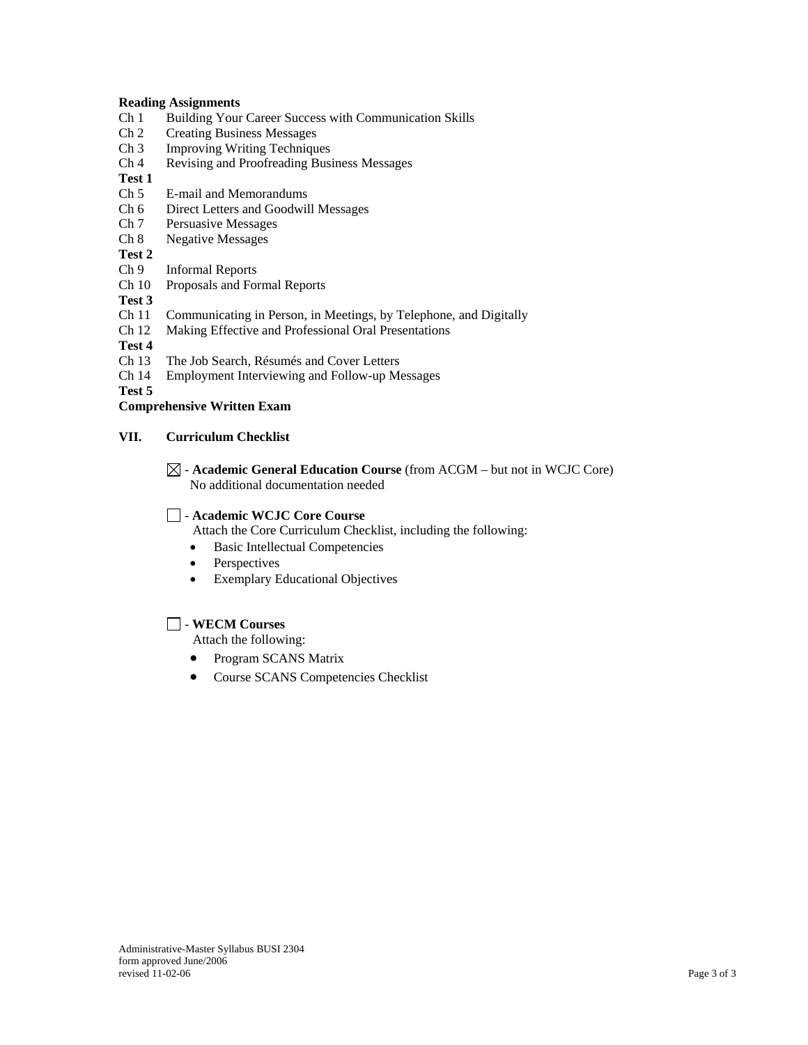**Reading Assignments**

Ch 1 Building Your Career Success with Communication Skills
Ch 2 Creating Business Messages
Ch 3 Improving Writing Techniques
Ch 4 Revising and Proofreading Business Messages
**Test 1**
Ch 5 E-mail and Memorandums
Ch 6 Direct Letters and Goodwill Messages
Ch 7 Persuasive Messages
Ch 8 Negative Messages
**Test 2**
Ch 9 Informal Reports
Ch 10 Proposals and Formal Reports
**Test 3**
Ch 11 Communicating in Person, in Meetings, by Telephone, and Digitally
Ch 12 Making Effective and Professional Oral Presentations
**Test 4**
Ch 13 The Job Search, Résumés and Cover Letters
Ch 14 Employment Interviewing and Follow-up Messages
**Test 5**
**Comprehensive Written Exam**

## VII. Curriculum Checklist

☒ - **Academic General Education Course** (from ACGM – but not in WCJC Core)
No additional documentation needed

☐ - **Academic WCJC Core Course**
Attach the Core Curriculum Checklist, including the following:

- Basic Intellectual Competencies
- Perspectives
- Exemplary Educational Objectives

☐ - **WECM Courses**
Attach the following:

- Program SCANS Matrix
- Course SCANS Competencies Checklist

Administrative-Master Syllabus BUSI 2304
form approved June/2006
revised 11-02-06